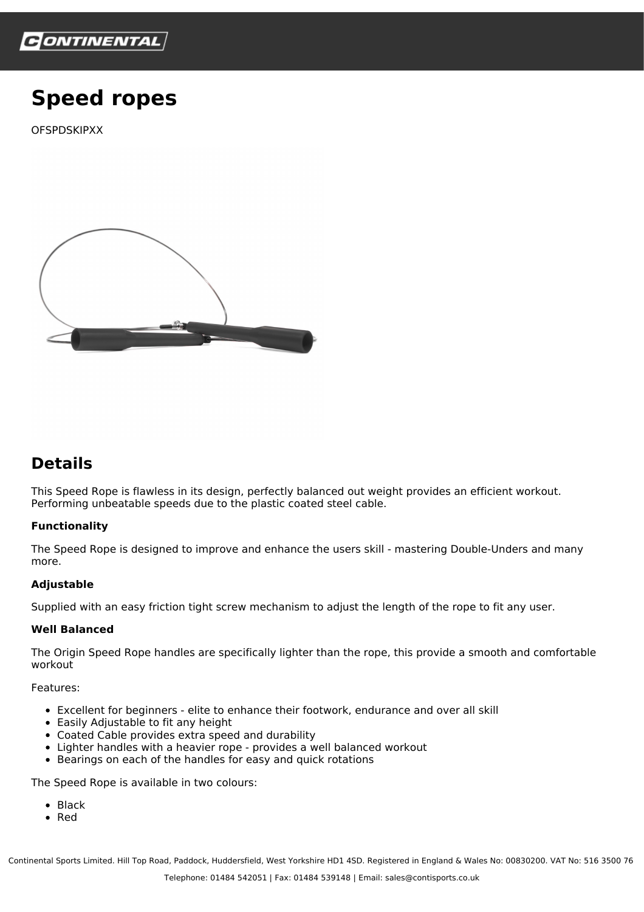# Speed ropes

OFSPDSKIPXX

## Details

This Speed Rope is flawless in its design, perfectly balanced out weight provides an efficient workout. Performing unbeatable speeds due to the plastic coated steel cable.

**Functionality**

The Speed Rope is designed to improve and enhance the users skill - mastering Double-Unders and many more.

**Adjustable**

Supplied with an easy friction tight screw mechanism to adjust the length of the rope to fit any user.

**Well Balanced**

The Origin Speed Rope handles are specifically lighter than the rope, this provide a smooth and comfortable workout

Features:

- Excellent for beginners - elite to enhance their footwork, endurance and over all skill
- Easily Adjustable to fit any height
- Coated Cable provides extra speed and durability
- Lighter handles with a heavier rope - provides a well balanced workout
- Bearings on each of the handles for easy and quick rotations

The Speed Rope is available in two colours:

- Black
- Red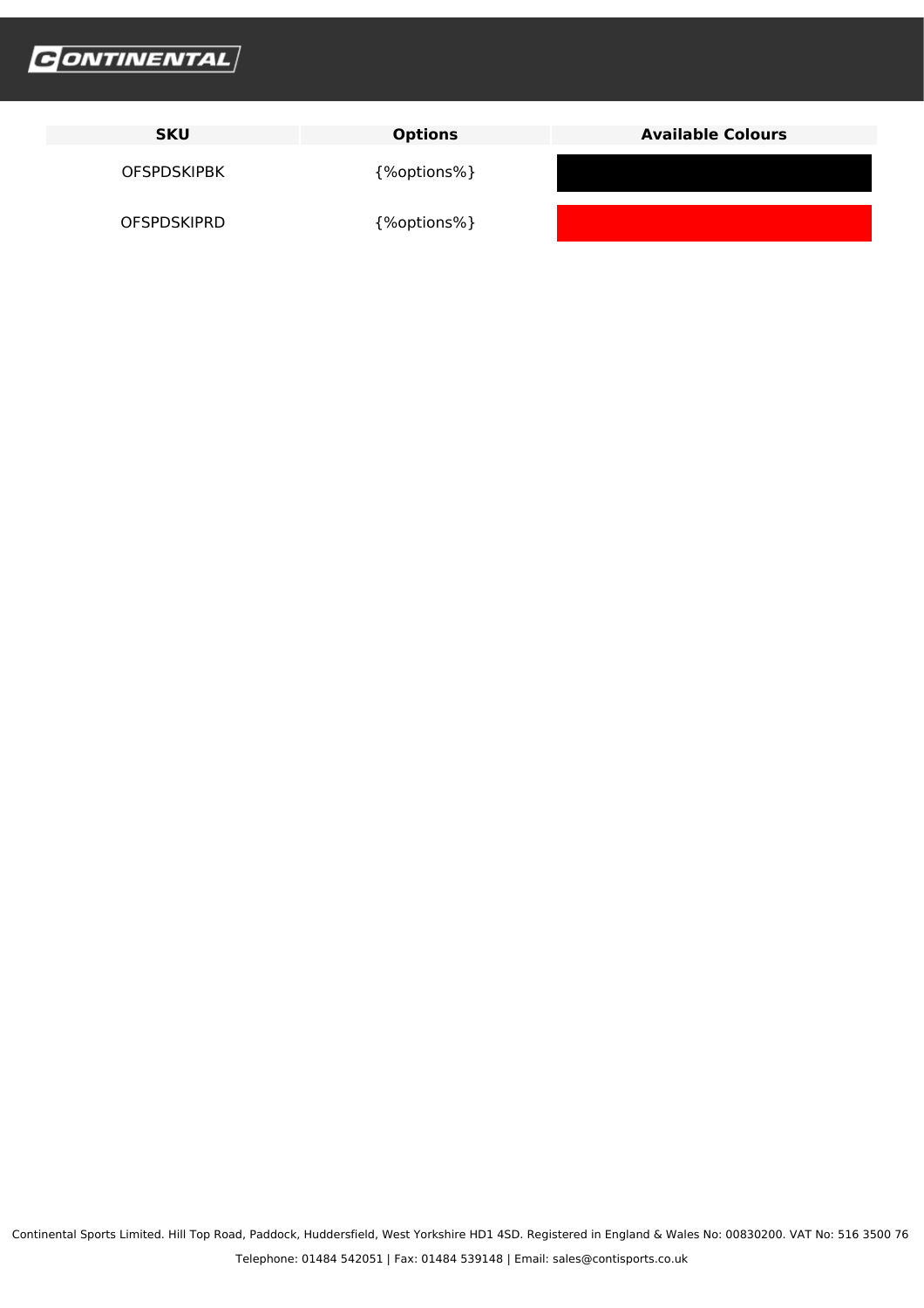| SKU | Options | Available Colours |
| --- | --- | --- |
| OFSPDSKIPBK | {%options%} | |
| OFSPDSKIPRD | {%options%} | |

Continental Sports Limited. Hill Top Road, Paddock, Huddersfield, West Yorkshire HD1 4SD. Registered in England & Wales No: 00830200. VAT No: 516 3500 76

Telephone: 01484 542051 | Fax: 01484 539148 | Email: sales@contisports.co.uk